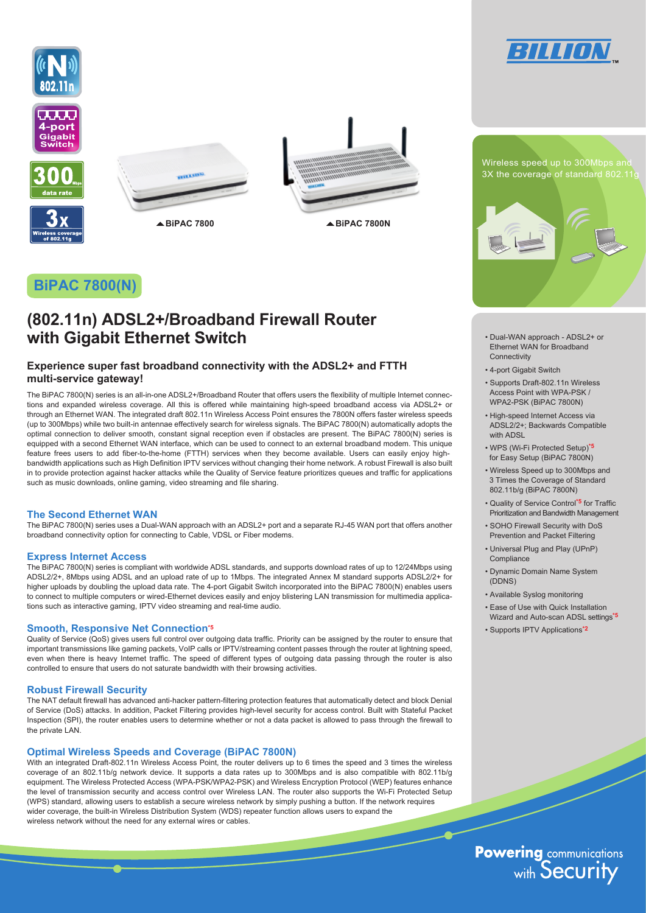BiPAC 7800

BiPAC 7800N

Wireless speed up to 300Mbps and 3X the coverage of standard 802.11g

# BiPAC 7800(N)

## (802.11n) ADSL2+/Broadband Firewall Router with Gigabit Ethernet Switch

### Experience super fast broadband connectivity with the ADSL2+ and FTTH multi-service gateway!

The BiPAC 7800(N) series is an all-in-one ADSL2+/Broadband Router that offers users the flexibility of multiple Internet connections and expanded wireless coverage. All this is offered while maintaining high-speed broadband access via ADSL2+ or through an Ethernet WAN. The integrated draft 802.11n Wireless Access Point ensures the 7800N offers faster wireless speeds (up to 300Mbps) while two built-in antennae effectively search for wireless signals. The BiPAC 7800(N) automatically adopts the optimal connection to deliver smooth, constant signal reception even if obstacles are present. The BiPAC 7800(N) series is equipped with a second Ethernet WAN interface, which can be used to connect to an external broadband modem. This unique feature frees users to add fiber-to-the-home (FTTH) services when they become available. Users can easily enjoy high-bandwidth applications such as High Definition IPTV services without changing their home network. A robust Firewall is also built in to provide protection against hacker attacks while the Quality of Service feature prioritizes queues and traffic for applications such as music downloads, online gaming, video streaming and file sharing.

### The Second Ethernet WAN

The BiPAC 7800(N) series uses a Dual-WAN approach with an ADSL2+ port and a separate RJ-45 WAN port that offers another broadband connectivity option for connecting to Cable, VDSL or Fiber modems.

### Express Internet Access

The BiPAC 7800(N) series is compliant with worldwide ADSL standards, and supports download rates of up to 12/24Mbps using ADSL2/2+, 8Mbps using ADSL and an upload rate of up to 1Mbps. The integrated Annex M standard supports ADSL2/2+ for higher uploads by doubling the upload data rate. The 4-port Gigabit Switch incorporated into the BiPAC 7800(N) enables users to connect to multiple computers or wired-Ethernet devices easily and enjoy blistering LAN transmission for multimedia applications such as interactive gaming, IPTV video streaming and real-time audio.

### Smooth, Responsive Net Connection[*5]

Quality of Service (QoS) gives users full control over outgoing data traffic. Priority can be assigned by the router to ensure that important transmissions like gaming packets, VoIP calls or IPTV/streaming content passes through the router at lightning speed, even when there is heavy Internet traffic. The speed of different types of outgoing data passing through the router is also controlled to ensure that users do not saturate bandwidth with their browsing activities.

### Robust Firewall Security

The NAT default firewall has advanced anti-hacker pattern-filtering protection features that automatically detect and block Denial of Service (DoS) attacks. In addition, Packet Filtering provides high-level security for access control. Built with Stateful Packet Inspection (SPI), the router enables users to determine whether or not a data packet is allowed to pass through the firewall to the private LAN.

### Optimal Wireless Speeds and Coverage (BiPAC 7800N)

With an integrated Draft-802.11n Wireless Access Point, the router delivers up to 6 times the speed and 3 times the wireless coverage of an 802.11b/g network device. It supports a data rates up to 300Mbps and is also compatible with 802.11b/g equipment. The Wireless Protected Access (WPA-PSK/WPA2-PSK) and Wireless Encryption Protocol (WEP) features enhance the level of transmission security and access control over Wireless LAN. The router also supports the Wi-Fi Protected Setup (WPS) standard, allowing users to establish a secure wireless network by simply pushing a button. If the network requires wider coverage, the built-in Wireless Distribution System (WDS) repeater function allows users to expand the wireless network without the need for any external wires or cables.

- Dual-WAN approach - ADSL2+ or Ethernet WAN for Broadband Connectivity
- 4-port Gigabit Switch
- Supports Draft-802.11n Wireless Access Point with WPA-PSK / WPA2-PSK (BiPAC 7800N)
- High-speed Internet Access via ADSL2/2+; Backwards Compatible with ADSL
- WPS (Wi-Fi Protected Setup)[*5] for Easy Setup (BiPAC 7800N)
- Wireless Speed up to 300Mbps and 3 Times the Coverage of Standard 802.11b/g (BiPAC 7800N)
- Quality of Service Control[*5] for Traffic Prioritization and Bandwidth Management
- SOHO Firewall Security with DoS Prevention and Packet Filtering
- Universal Plug and Play (UPnP) Compliance
- Dynamic Domain Name System (DDNS)
- Available Syslog monitoring
- Ease of Use with Quick Installation Wizard and Auto-scan ADSL settings[*5]
- Supports IPTV Applications[*2]

Powering communications with Security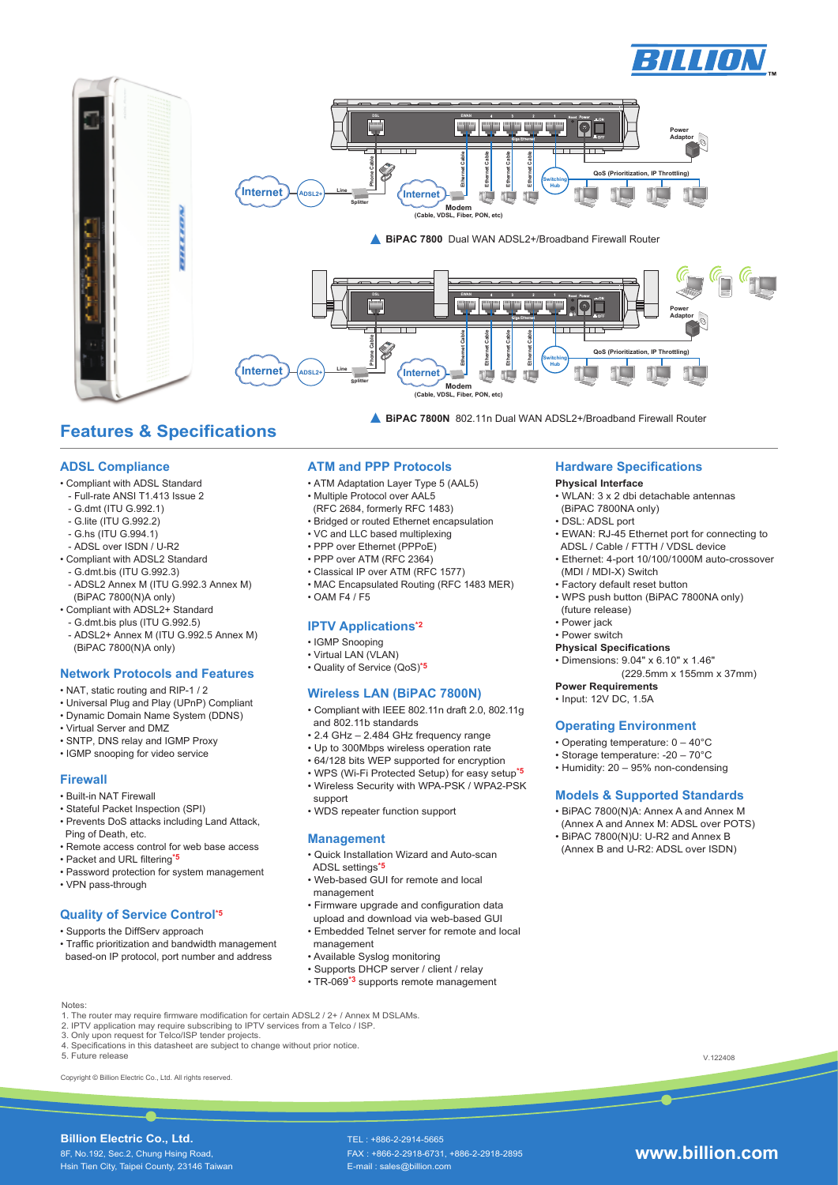BILLION

▲ **BiPAC 7800** Dual WAN ADSL2+/Broadband Firewall Router

▲ **BiPAC 7800N** 802.11n Dual WAN ADSL2+/Broadband Firewall Router

# Features & Specifications

## ADSL Compliance

- Compliant with ADSL Standard
  - Full-rate ANSI T1.413 Issue 2
  - G.dmt (ITU G.992.1)
  - G.lite (ITU G.992.2)
  - G.hs (ITU G.994.1)
  - ADSL over ISDN / U-R2
- Compliant with ADSL2 Standard
  - G.dmt.bis (ITU G.992.3)
  - ADSL2 Annex M (ITU G.992.3 Annex M) (BiPAC 7800(N)A only)
- Compliant with ADSL2+ Standard
  - G.dmt.bis plus (ITU G.992.5)
  - ADSL2+ Annex M (ITU G.992.5 Annex M) (BiPAC 7800(N)A only)

## Network Protocols and Features

- NAT, static routing and RIP-1 / 2
- Universal Plug and Play (UPnP) Compliant
- Dynamic Domain Name System (DDNS)
- Virtual Server and DMZ
- SNTP, DNS relay and IGMP Proxy
- IGMP snooping for video service

## Firewall

- Built-in NAT Firewall
- Stateful Packet Inspection (SPI)
- Prevents DoS attacks including Land Attack, Ping of Death, etc.
- Remote access control for web base access
- Packet and URL filtering*5
- Password protection for system management
- VPN pass-through

## Quality of Service Control*5

- Supports the DiffServ approach
- Traffic prioritization and bandwidth management based-on IP protocol, port number and address

## ATM and PPP Protocols

- ATM Adaptation Layer Type 5 (AAL5)
- Multiple Protocol over AAL5 (RFC 2684, formerly RFC 1483)
- Bridged or routed Ethernet encapsulation
- VC and LLC based multiplexing
- PPP over Ethernet (PPPoE)
- PPP over ATM (RFC 2364)
- Classical IP over ATM (RFC 1577)
- MAC Encapsulated Routing (RFC 1483 MER)
- OAM F4 / F5

## IPTV Applications*2

- IGMP Snooping
- Virtual LAN (VLAN)
- Quality of Service (QoS)*5

## Wireless LAN (BiPAC 7800N)

- Compliant with IEEE 802.11n draft 2.0, 802.11g and 802.11b standards
- 2.4 GHz – 2.484 GHz frequency range
- Up to 300Mbps wireless operation rate
- 64/128 bits WEP supported for encryption
- WPS (Wi-Fi Protected Setup) for easy setup*5
- Wireless Security with WPA-PSK / WPA2-PSK support
- WDS repeater function support

## Management

- Quick Installation Wizard and Auto-scan ADSL settings*5
- Web-based GUI for remote and local management
- Firmware upgrade and configuration data upload and download via web-based GUI
- Embedded Telnet server for remote and local management
- Available Syslog monitoring
- Supports DHCP server / client / relay
- TR-069*3 supports remote management

## Hardware Specifications

**Physical Interface**

- WLAN: 3 x 2 dbi detachable antennas (BiPAC 7800NA only)
- DSL: ADSL port
- EWAN: RJ-45 Ethernet port for connecting to ADSL / Cable / FTTH / VDSL device
- Ethernet: 4-port 10/100/1000M auto-crossover (MDI / MDI-X) Switch
- Factory default reset button
- WPS push button (BiPAC 7800NA only) (future release)
- Power jack
- Power switch

**Physical Specifications**

- Dimensions: 9.04" x 6.10" x 1.46" (229.5mm x 155mm x 37mm)

**Power Requirements**

- Input: 12V DC, 1.5A

## Operating Environment

- Operating temperature: 0 – 40°C
- Storage temperature: -20 – 70°C
- Humidity: 20 – 95% non-condensing

## Models & Supported Standards

- BiPAC 7800(N)A: Annex A and Annex M (Annex A and Annex M: ADSL over POTS)
- BiPAC 7800(N)U: U-R2 and Annex B (Annex B and U-R2: ADSL over ISDN)

Notes:
1. The router may require firmware modification for certain ADSL2 / 2+ / Annex M DSLAMs.
2. IPTV application may require subscribing to IPTV services from a Telco / ISP.
3. Only upon request for Telco/ISP tender projects.
4. Specifications in this datasheet are subject to change without prior notice.
5. Future release

V.122408

Copyright © Billion Electric Co., Ltd. All rights reserved.

**Billion Electric Co., Ltd.**
8F, No.192, Sec.2, Chung Hsing Road,
Hsin Tien City, Taipei County, 23146 Taiwan

TEL : +886-2-2914-5665
FAX : +886-2-2918-6731, +886-2-2918-2895
E-mail : sales@billion.com

**www.billion.com**